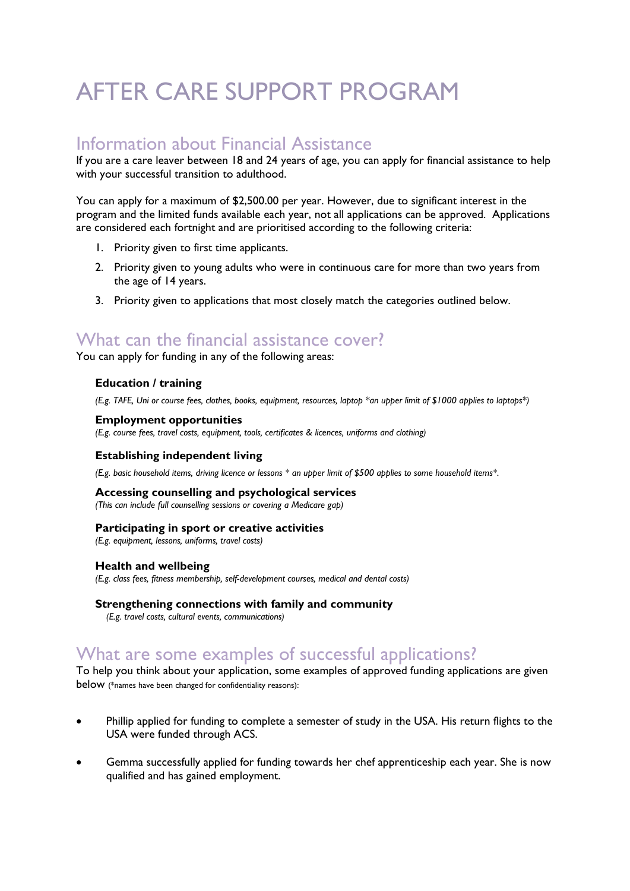# AFTER CARE SUPPORT PROGRAM

## Information about Financial Assistance

If you are a care leaver between 18 and 24 years of age, you can apply for financial assistance to help with your successful transition to adulthood.

You can apply for a maximum of $2,500.00 per year. However, due to significant interest in the program and the limited funds available each year, not all applications can be approved. Applications are considered each fortnight and are prioritised according to the following criteria:

1. Priority given to first time applicants.
2. Priority given to young adults who were in continuous care for more than two years from the age of 14 years.
3. Priority given to applications that most closely match the categories outlined below.

## What can the financial assistance cover?

You can apply for funding in any of the following areas:

**Education / training**

*(E.g. TAFE, Uni or course fees, clothes, books, equipment, resources, laptop *an upper limit of $1000 applies to laptops*)*

**Employment opportunities**

*(E.g. course fees, travel costs, equipment, tools, certificates & licences, uniforms and clothing)*

**Establishing independent living**

*(E.g. basic household items, driving licence or lessons * an upper limit of $500 applies to some household items*.*

**Accessing counselling and psychological services**

*(This can include full counselling sessions or covering a Medicare gap)*

**Participating in sport or creative activities**

*(E.g. equipment, lessons, uniforms, travel costs)*

**Health and wellbeing**

*(E.g. class fees, fitness membership, self-development courses, medical and dental costs)*

**Strengthening connections with family and community**

*(E.g. travel costs, cultural events, communications)*

## What are some examples of successful applications?

To help you think about your application, some examples of approved funding applications are given below (*names have been changed for confidentiality reasons):

- Phillip applied for funding to complete a semester of study in the USA. His return flights to the USA were funded through ACS.
- Gemma successfully applied for funding towards her chef apprenticeship each year. She is now qualified and has gained employment.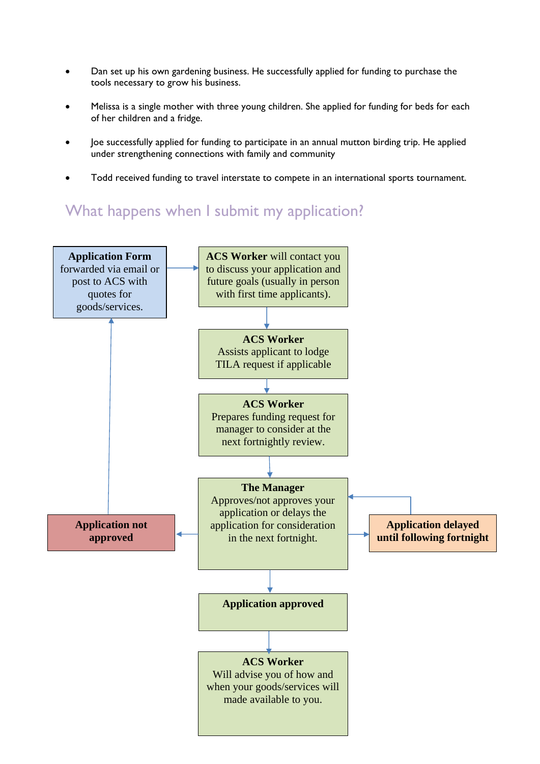- Dan set up his own gardening business. He successfully applied for funding to purchase the tools necessary to grow his business.
- Melissa is a single mother with three young children. She applied for funding for beds for each of her children and a fridge.
- Joe successfully applied for funding to participate in an annual mutton birding trip. He applied under strengthening connections with family and community
- Todd received funding to travel interstate to compete in an international sports tournament.

## What happens when I submit my application?

**Application Form** forwarded via email or post to ACS with quotes for goods/services.

**ACS Worker** will contact you to discuss your application and future goals (usually in person with first time applicants).

**ACS Worker**
Assists applicant to lodge TILA request if applicable

**ACS Worker**
Prepares funding request for manager to consider at the next fortnightly review.

**The Manager**
Approves/not approves your application or delays the application for consideration in the next fortnight.

**Application not approved**

**Application delayed until following fortnight**

**Application approved**

**ACS Worker**
Will advise you of how and when your goods/services will made available to you.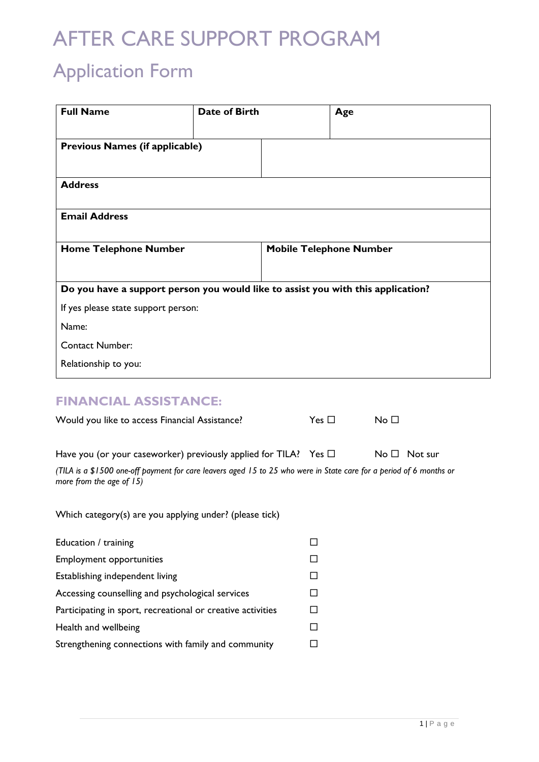# AFTER CARE SUPPORT PROGRAM

## Application Form

| **Full Name** | **Date of Birth** | **Age** |
|---|---|---|
| | | |
| **Previous Names (if applicable)** | | |
| **Address** | | |
| **Email Address** | | |
| **Home Telephone Number** | **Mobile Telephone Number** | |
| **Do you have a support person you would like to assist you with this application?**<br>If yes please state support person:<br>Name:<br>Contact Number:<br>Relationship to you: | | |

### FINANCIAL ASSISTANCE:

Would you like to access Financial Assistance? Yes ☐ No ☐

Have you (or your caseworker) previously applied for TILA? Yes ☐ No ☐ Not sur

*(TILA is a $1500 one-off payment for care leavers aged 15 to 25 who were in State care for a period of 6 months or more from the age of 15)*

Which category(s) are you applying under? (please tick)

- Education / training ☐
- Employment opportunities ☐
- Establishing independent living ☐
- Accessing counselling and psychological services ☐
- Participating in sport, recreational or creative activities ☐
- Health and wellbeing ☐
- Strengthening connections with family and community ☐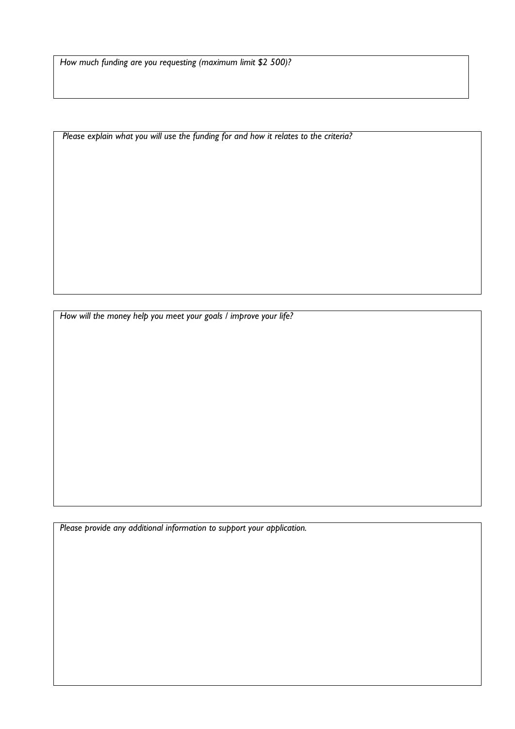*How much funding are you requesting (maximum limit $2 500)?*

*Please explain what you will use the funding for and how it relates to the criteria?*

*How will the money help you meet your goals / improve your life?*

*Please provide any additional information to support your application.*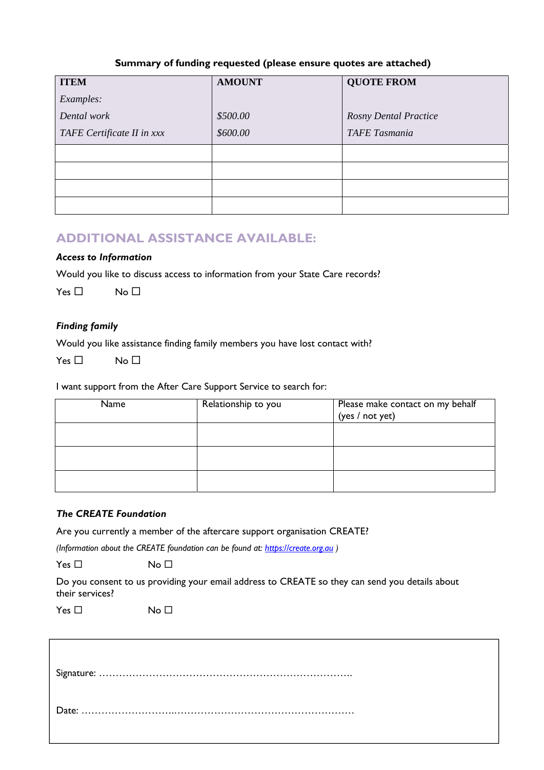**Summary of funding requested (please ensure quotes are attached)**

| ITEM | AMOUNT | QUOTE FROM |
|---|---|---|
| *Examples:* | | |
| *Dental work* | *$500.00* | *Rosny Dental Practice* |
| *TAFE Certificate II in xxx* | *$600.00* | *TAFE Tasmania* |
| | | |
| | | |
| | | |
| | | |

## ADDITIONAL ASSISTANCE AVAILABLE:

***Access to Information***

Would you like to discuss access to information from your State Care records?

Yes ☐ No ☐

***Finding family***

Would you like assistance finding family members you have lost contact with?

Yes ☐ No ☐

I want support from the After Care Support Service to search for:

| Name | Relationship to you | Please make contact on my behalf (yes / not yet) |
|---|---|---|
| | | |
| | | |
| | | |

***The CREATE Foundation***

Are you currently a member of the aftercare support organisation CREATE?

*(Information about the CREATE foundation can be found at: https://create.org.au )*

Yes ☐ No ☐

Do you consent to us providing your email address to CREATE so they can send you details about their services?

Yes ☐ No ☐

Signature: …………………………………………………………………….

Date: ………………………..………………………………………………